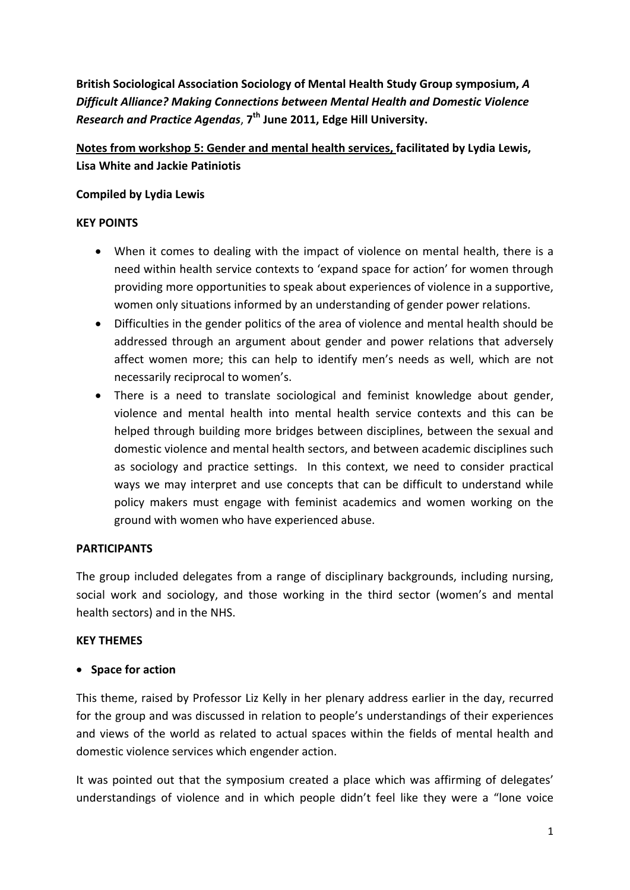**British Sociological Association Sociology of Mental Health Study Group symposium, *A Difficult Alliance? Making Connections between Mental Health and Domestic Violence Research and Practice Agendas*, 7th June 2011, Edge Hill University.**

**Notes from workshop 5: Gender and mental health services, facilitated by Lydia Lewis, Lisa White and Jackie Patiniotis**

**Compiled by Lydia Lewis**

**KEY POINTS**

- When it comes to dealing with the impact of violence on mental health, there is a need within health service contexts to 'expand space for action' for women through providing more opportunities to speak about experiences of violence in a supportive, women only situations informed by an understanding of gender power relations.
- Difficulties in the gender politics of the area of violence and mental health should be addressed through an argument about gender and power relations that adversely affect women more; this can help to identify men's needs as well, which are not necessarily reciprocal to women's.
- There is a need to translate sociological and feminist knowledge about gender, violence and mental health into mental health service contexts and this can be helped through building more bridges between disciplines, between the sexual and domestic violence and mental health sectors, and between academic disciplines such as sociology and practice settings. In this context, we need to consider practical ways we may interpret and use concepts that can be difficult to understand while policy makers must engage with feminist academics and women working on the ground with women who have experienced abuse.

**PARTICIPANTS**

The group included delegates from a range of disciplinary backgrounds, including nursing, social work and sociology, and those working in the third sector (women's and mental health sectors) and in the NHS.

**KEY THEMES**

- **Space for action**

This theme, raised by Professor Liz Kelly in her plenary address earlier in the day, recurred for the group and was discussed in relation to people's understandings of their experiences and views of the world as related to actual spaces within the fields of mental health and domestic violence services which engender action.

It was pointed out that the symposium created a place which was affirming of delegates' understandings of violence and in which people didn't feel like they were a "lone voice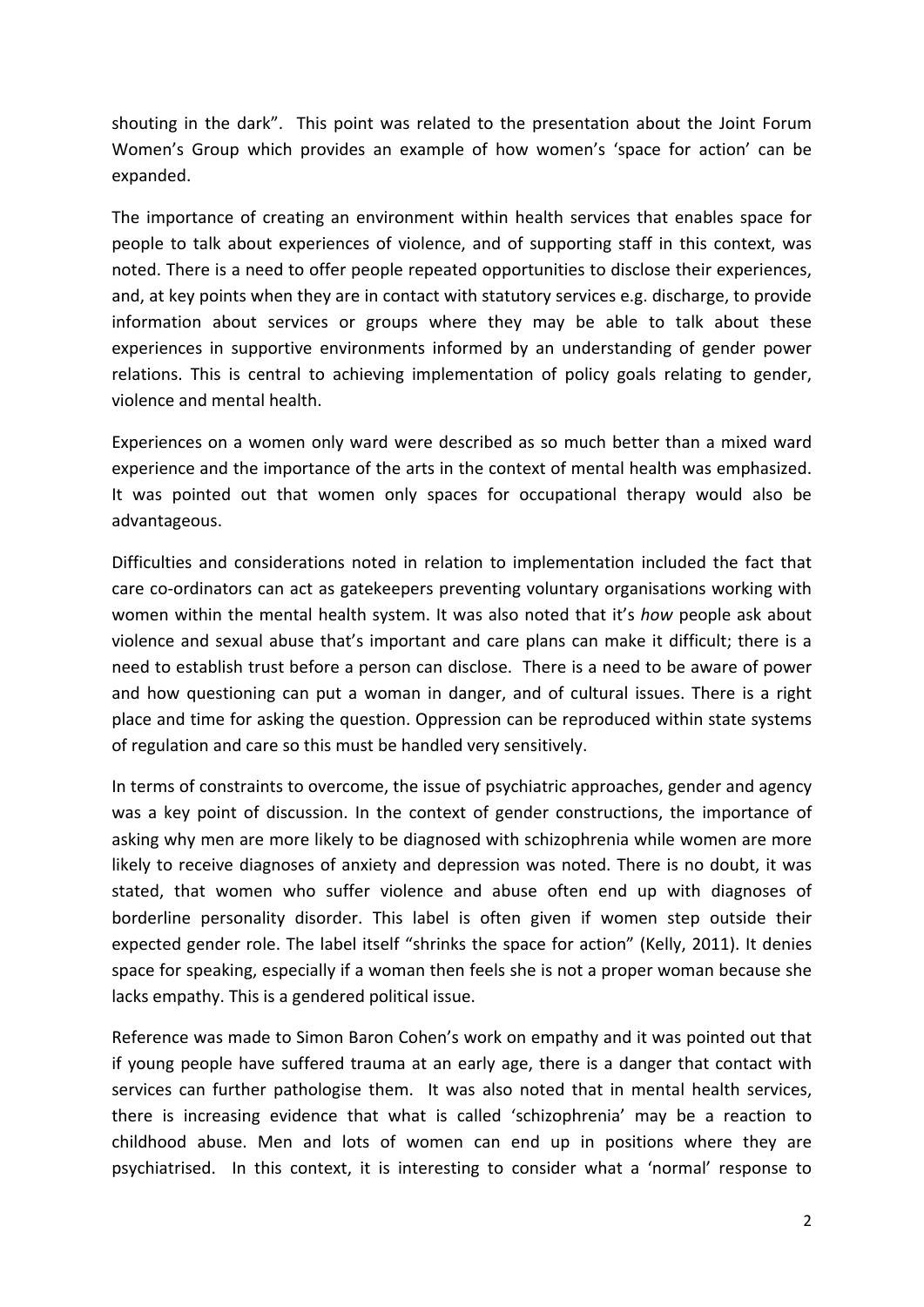shouting in the dark". This point was related to the presentation about the Joint Forum Women's Group which provides an example of how women's 'space for action' can be expanded.

The importance of creating an environment within health services that enables space for people to talk about experiences of violence, and of supporting staff in this context, was noted. There is a need to offer people repeated opportunities to disclose their experiences, and, at key points when they are in contact with statutory services e.g. discharge, to provide information about services or groups where they may be able to talk about these experiences in supportive environments informed by an understanding of gender power relations. This is central to achieving implementation of policy goals relating to gender, violence and mental health.

Experiences on a women only ward were described as so much better than a mixed ward experience and the importance of the arts in the context of mental health was emphasized. It was pointed out that women only spaces for occupational therapy would also be advantageous.

Difficulties and considerations noted in relation to implementation included the fact that care co-ordinators can act as gatekeepers preventing voluntary organisations working with women within the mental health system. It was also noted that it's *how* people ask about violence and sexual abuse that's important and care plans can make it difficult; there is a need to establish trust before a person can disclose. There is a need to be aware of power and how questioning can put a woman in danger, and of cultural issues. There is a right place and time for asking the question. Oppression can be reproduced within state systems of regulation and care so this must be handled very sensitively.

In terms of constraints to overcome, the issue of psychiatric approaches, gender and agency was a key point of discussion. In the context of gender constructions, the importance of asking why men are more likely to be diagnosed with schizophrenia while women are more likely to receive diagnoses of anxiety and depression was noted. There is no doubt, it was stated, that women who suffer violence and abuse often end up with diagnoses of borderline personality disorder. This label is often given if women step outside their expected gender role. The label itself "shrinks the space for action" (Kelly, 2011). It denies space for speaking, especially if a woman then feels she is not a proper woman because she lacks empathy. This is a gendered political issue.

Reference was made to Simon Baron Cohen's work on empathy and it was pointed out that if young people have suffered trauma at an early age, there is a danger that contact with services can further pathologise them. It was also noted that in mental health services, there is increasing evidence that what is called 'schizophrenia' may be a reaction to childhood abuse. Men and lots of women can end up in positions where they are psychiatrised. In this context, it is interesting to consider what a 'normal' response to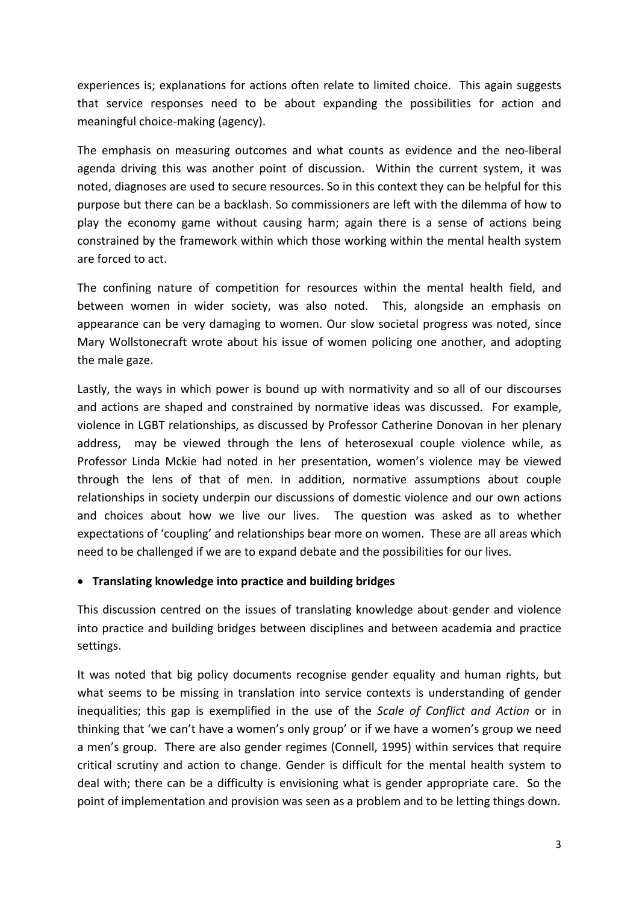experiences is; explanations for actions often relate to limited choice. This again suggests that service responses need to be about expanding the possibilities for action and meaningful choice-making (agency).

The emphasis on measuring outcomes and what counts as evidence and the neo-liberal agenda driving this was another point of discussion. Within the current system, it was noted, diagnoses are used to secure resources. So in this context they can be helpful for this purpose but there can be a backlash. So commissioners are left with the dilemma of how to play the economy game without causing harm; again there is a sense of actions being constrained by the framework within which those working within the mental health system are forced to act.

The confining nature of competition for resources within the mental health field, and between women in wider society, was also noted. This, alongside an emphasis on appearance can be very damaging to women. Our slow societal progress was noted, since Mary Wollstonecraft wrote about his issue of women policing one another, and adopting the male gaze.

Lastly, the ways in which power is bound up with normativity and so all of our discourses and actions are shaped and constrained by normative ideas was discussed. For example, violence in LGBT relationships, as discussed by Professor Catherine Donovan in her plenary address, may be viewed through the lens of heterosexual couple violence while, as Professor Linda Mckie had noted in her presentation, women's violence may be viewed through the lens of that of men. In addition, normative assumptions about couple relationships in society underpin our discussions of domestic violence and our own actions and choices about how we live our lives. The question was asked as to whether expectations of 'coupling' and relationships bear more on women. These are all areas which need to be challenged if we are to expand debate and the possibilities for our lives.

- **Translating knowledge into practice and building bridges**

This discussion centred on the issues of translating knowledge about gender and violence into practice and building bridges between disciplines and between academia and practice settings.

It was noted that big policy documents recognise gender equality and human rights, but what seems to be missing in translation into service contexts is understanding of gender inequalities; this gap is exemplified in the use of the *Scale of Conflict and Action* or in thinking that 'we can't have a women's only group' or if we have a women's group we need a men's group. There are also gender regimes (Connell, 1995) within services that require critical scrutiny and action to change. Gender is difficult for the mental health system to deal with; there can be a difficulty is envisioning what is gender appropriate care. So the point of implementation and provision was seen as a problem and to be letting things down.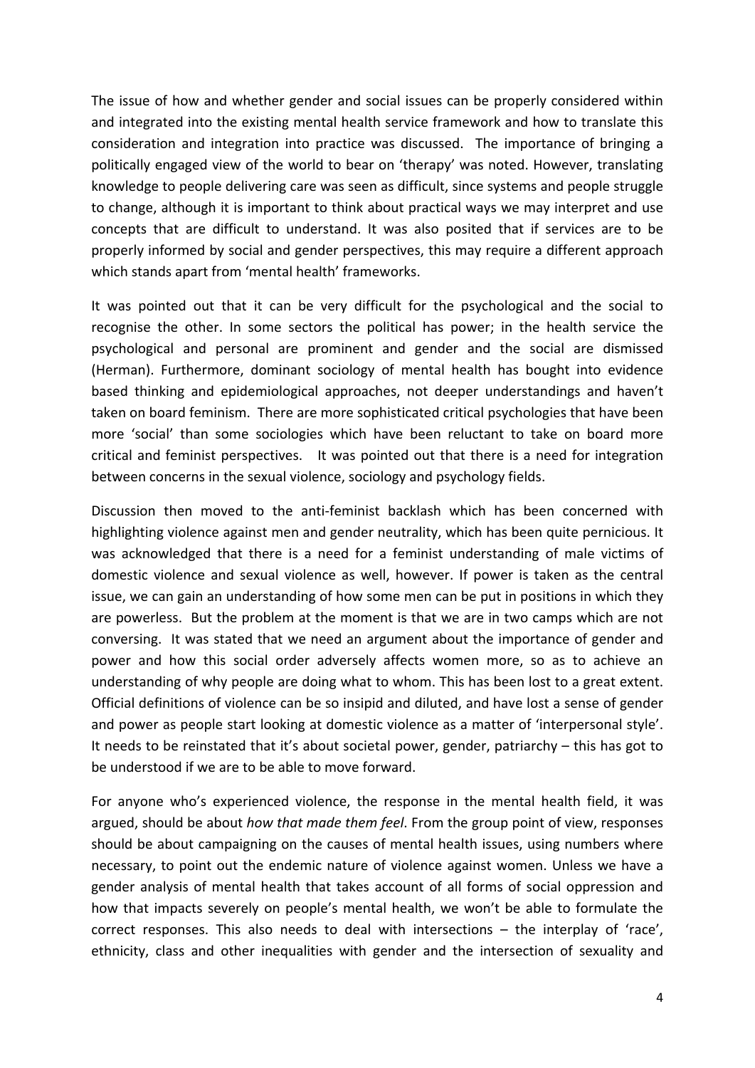The issue of how and whether gender and social issues can be properly considered within and integrated into the existing mental health service framework and how to translate this consideration and integration into practice was discussed. The importance of bringing a politically engaged view of the world to bear on 'therapy' was noted. However, translating knowledge to people delivering care was seen as difficult, since systems and people struggle to change, although it is important to think about practical ways we may interpret and use concepts that are difficult to understand. It was also posited that if services are to be properly informed by social and gender perspectives, this may require a different approach which stands apart from 'mental health' frameworks.

It was pointed out that it can be very difficult for the psychological and the social to recognise the other. In some sectors the political has power; in the health service the psychological and personal are prominent and gender and the social are dismissed (Herman). Furthermore, dominant sociology of mental health has bought into evidence based thinking and epidemiological approaches, not deeper understandings and haven't taken on board feminism. There are more sophisticated critical psychologies that have been more 'social' than some sociologies which have been reluctant to take on board more critical and feminist perspectives. It was pointed out that there is a need for integration between concerns in the sexual violence, sociology and psychology fields.

Discussion then moved to the anti-feminist backlash which has been concerned with highlighting violence against men and gender neutrality, which has been quite pernicious. It was acknowledged that there is a need for a feminist understanding of male victims of domestic violence and sexual violence as well, however. If power is taken as the central issue, we can gain an understanding of how some men can be put in positions in which they are powerless. But the problem at the moment is that we are in two camps which are not conversing. It was stated that we need an argument about the importance of gender and power and how this social order adversely affects women more, so as to achieve an understanding of why people are doing what to whom. This has been lost to a great extent. Official definitions of violence can be so insipid and diluted, and have lost a sense of gender and power as people start looking at domestic violence as a matter of 'interpersonal style'. It needs to be reinstated that it's about societal power, gender, patriarchy – this has got to be understood if we are to be able to move forward.

For anyone who's experienced violence, the response in the mental health field, it was argued, should be about *how that made them feel*. From the group point of view, responses should be about campaigning on the causes of mental health issues, using numbers where necessary, to point out the endemic nature of violence against women. Unless we have a gender analysis of mental health that takes account of all forms of social oppression and how that impacts severely on people's mental health, we won't be able to formulate the correct responses. This also needs to deal with intersections – the interplay of 'race', ethnicity, class and other inequalities with gender and the intersection of sexuality and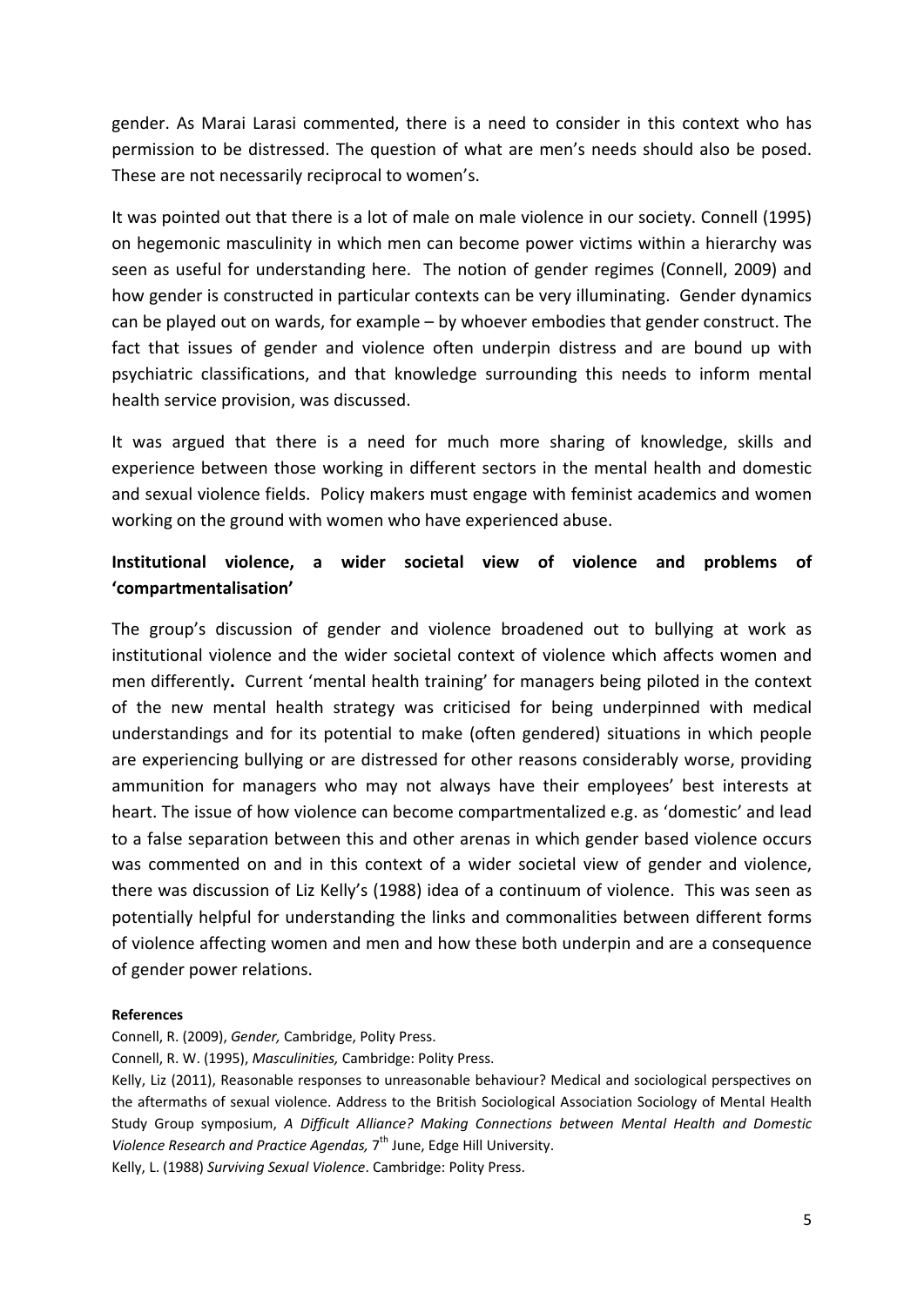gender. As Marai Larasi commented, there is a need to consider in this context who has permission to be distressed. The question of what are men's needs should also be posed. These are not necessarily reciprocal to women's.

It was pointed out that there is a lot of male on male violence in our society. Connell (1995) on hegemonic masculinity in which men can become power victims within a hierarchy was seen as useful for understanding here. The notion of gender regimes (Connell, 2009) and how gender is constructed in particular contexts can be very illuminating. Gender dynamics can be played out on wards, for example – by whoever embodies that gender construct. The fact that issues of gender and violence often underpin distress and are bound up with psychiatric classifications, and that knowledge surrounding this needs to inform mental health service provision, was discussed.

It was argued that there is a need for much more sharing of knowledge, skills and experience between those working in different sectors in the mental health and domestic and sexual violence fields. Policy makers must engage with feminist academics and women working on the ground with women who have experienced abuse.

## Institutional violence, a wider societal view of violence and problems of 'compartmentalisation'

The group's discussion of gender and violence broadened out to bullying at work as institutional violence and the wider societal context of violence which affects women and men differently**.** Current 'mental health training' for managers being piloted in the context of the new mental health strategy was criticised for being underpinned with medical understandings and for its potential to make (often gendered) situations in which people are experiencing bullying or are distressed for other reasons considerably worse, providing ammunition for managers who may not always have their employees' best interests at heart. The issue of how violence can become compartmentalized e.g. as 'domestic' and lead to a false separation between this and other arenas in which gender based violence occurs was commented on and in this context of a wider societal view of gender and violence, there was discussion of Liz Kelly's (1988) idea of a continuum of violence. This was seen as potentially helpful for understanding the links and commonalities between different forms of violence affecting women and men and how these both underpin and are a consequence of gender power relations.

**References**

Connell, R. (2009), *Gender,* Cambridge, Polity Press.

Connell, R. W. (1995), *Masculinities,* Cambridge: Polity Press.

Kelly, Liz (2011), Reasonable responses to unreasonable behaviour? Medical and sociological perspectives on the aftermaths of sexual violence. Address to the British Sociological Association Sociology of Mental Health Study Group symposium, *A Difficult Alliance? Making Connections between Mental Health and Domestic Violence Research and Practice Agendas,* 7th June, Edge Hill University.

Kelly, L. (1988) *Surviving Sexual Violence*. Cambridge: Polity Press.